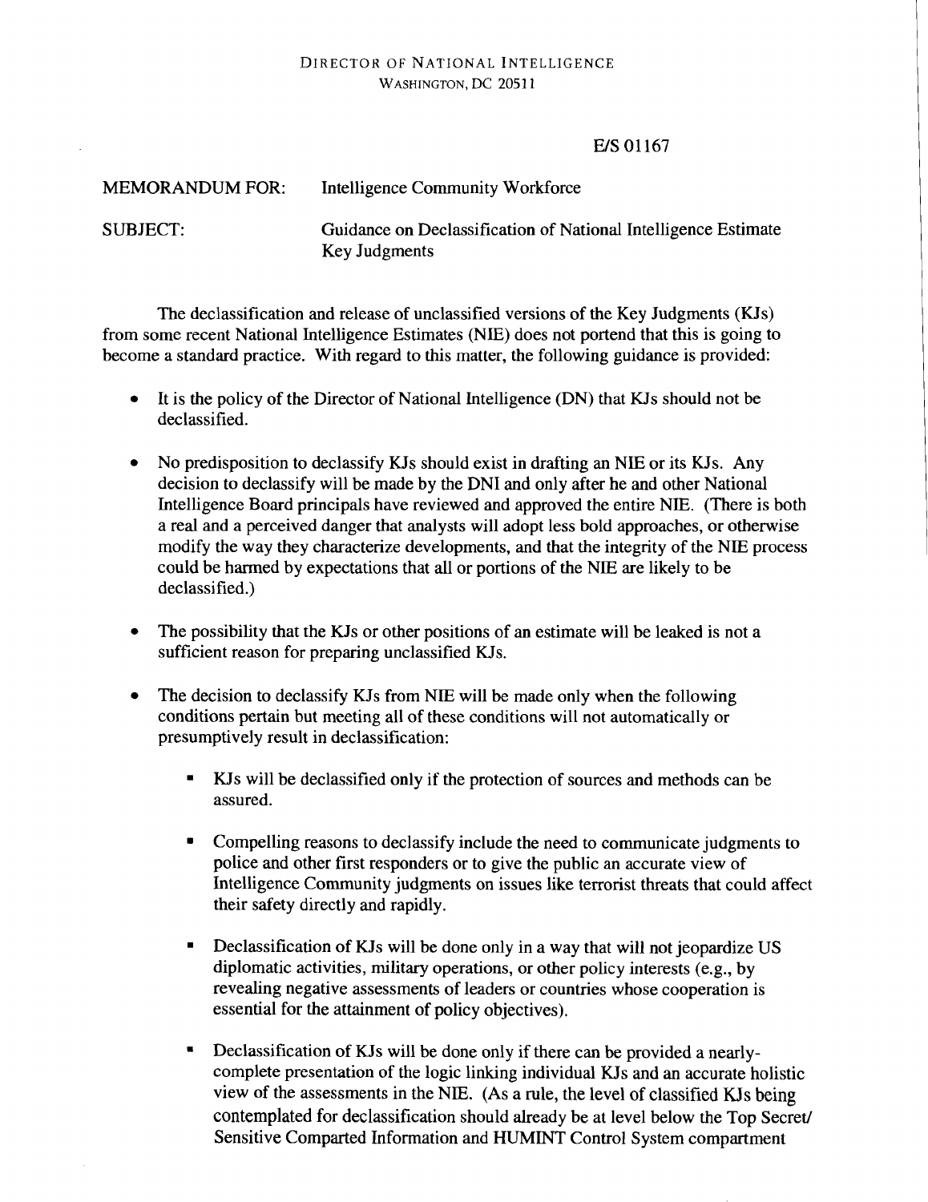DIRECTOR OF NATIONAL INTELLIGENCE
WASHINGTON, DC 20511

E/S 01167

MEMORANDUM FOR: Intelligence Community Workforce

SUBJECT: Guidance on Declassification of National Intelligence Estimate Key Judgments

The declassification and release of unclassified versions of the Key Judgments (KJs) from some recent National Intelligence Estimates (NIE) does not portend that this is going to become a standard practice. With regard to this matter, the following guidance is provided:

- It is the policy of the Director of National Intelligence (DN) that KJs should not be declassified.

- No predisposition to declassify KJs should exist in drafting an NIE or its KJs. Any decision to declassify will be made by the DNI and only after he and other National Intelligence Board principals have reviewed and approved the entire NIE. (There is both a real and a perceived danger that analysts will adopt less bold approaches, or otherwise modify the way they characterize developments, and that the integrity of the NIE process could be harmed by expectations that all or portions of the NIE are likely to be declassified.)

- The possibility that the KJs or other positions of an estimate will be leaked is not a sufficient reason for preparing unclassified KJs.

- The decision to declassify KJs from NIE will be made only when the following conditions pertain but meeting all of these conditions will not automatically or presumptively result in declassification:

    - KJs will be declassified only if the protection of sources and methods can be assured.

    - Compelling reasons to declassify include the need to communicate judgments to police and other first responders or to give the public an accurate view of Intelligence Community judgments on issues like terrorist threats that could affect their safety directly and rapidly.

    - Declassification of KJs will be done only in a way that will not jeopardize US diplomatic activities, military operations, or other policy interests (e.g., by revealing negative assessments of leaders or countries whose cooperation is essential for the attainment of policy objectives).

    - Declassification of KJs will be done only if there can be provided a nearly-complete presentation of the logic linking individual KJs and an accurate holistic view of the assessments in the NIE. (As a rule, the level of classified KJs being contemplated for declassification should already be at level below the Top Secret/ Sensitive Comparted Information and HUMINT Control System compartment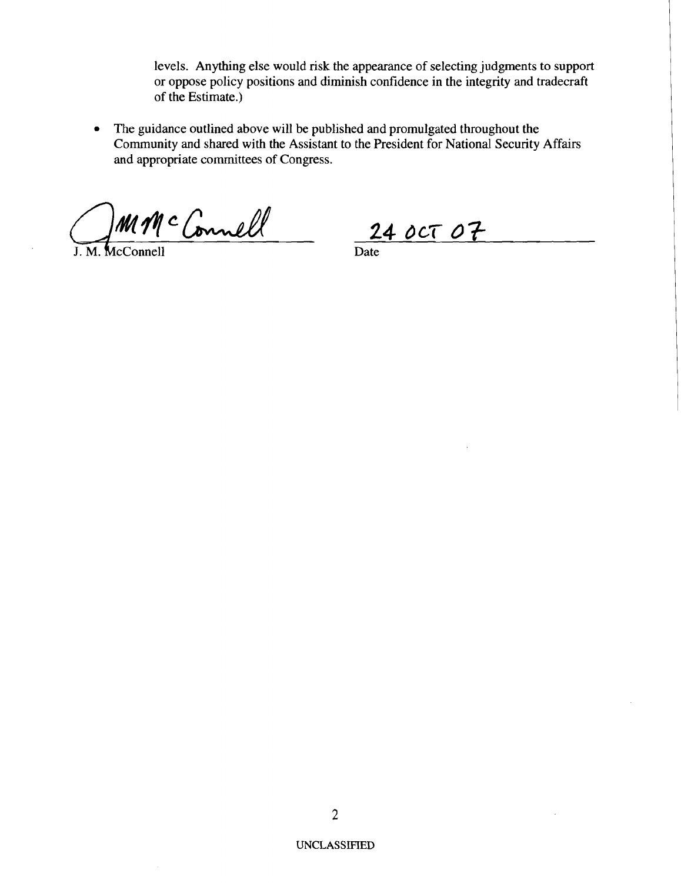levels. Anything else would risk the appearance of selecting judgments to support or oppose policy positions and diminish confidence in the integrity and tradecraft of the Estimate.)

- The guidance outlined above will be published and promulgated throughout the Community and shared with the Assistant to the President for National Security Affairs and appropriate committees of Congress.

J M McConnell

J. M. McConnell

24 OCT 07

Date

UNCLASSIFIED